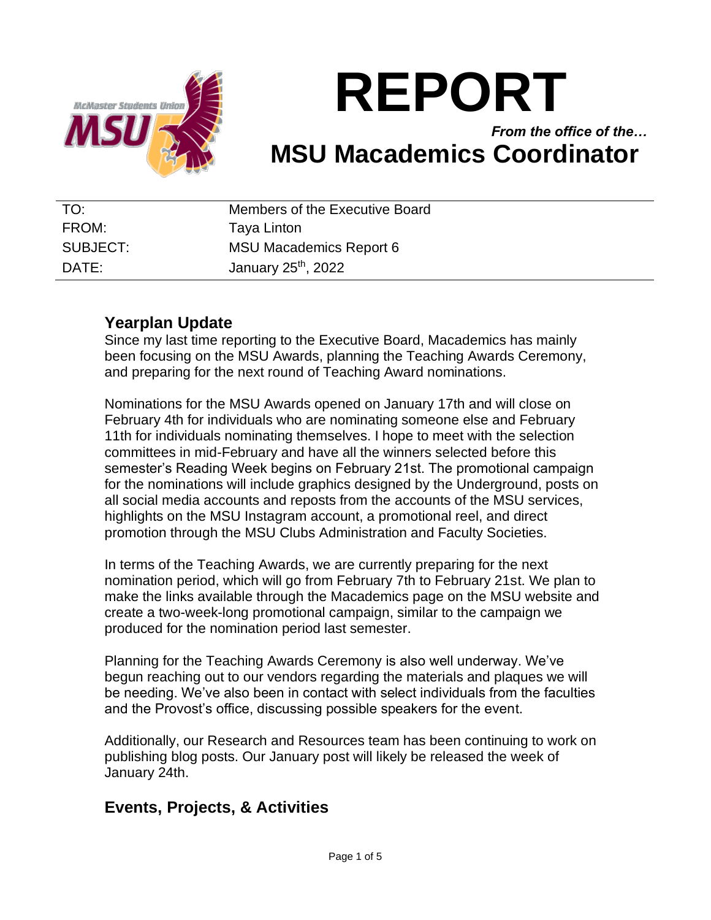# REPORT

*From the office of the…*

# MSU Macademics Coordinator

| TO: | Members of the Executive Board |
|---|---|
| FROM: | Taya Linton |
| SUBJECT: | MSU Macademics Report 6 |
| DATE: | January 25th, 2022 |

## Yearplan Update

Since my last time reporting to the Executive Board, Macademics has mainly been focusing on the MSU Awards, planning the Teaching Awards Ceremony, and preparing for the next round of Teaching Award nominations.

Nominations for the MSU Awards opened on January 17th and will close on February 4th for individuals who are nominating someone else and February 11th for individuals nominating themselves. I hope to meet with the selection committees in mid-February and have all the winners selected before this semester's Reading Week begins on February 21st. The promotional campaign for the nominations will include graphics designed by the Underground, posts on all social media accounts and reposts from the accounts of the MSU services, highlights on the MSU Instagram account, a promotional reel, and direct promotion through the MSU Clubs Administration and Faculty Societies.

In terms of the Teaching Awards, we are currently preparing for the next nomination period, which will go from February 7th to February 21st. We plan to make the links available through the Macademics page on the MSU website and create a two-week-long promotional campaign, similar to the campaign we produced for the nomination period last semester.

Planning for the Teaching Awards Ceremony is also well underway. We've begun reaching out to our vendors regarding the materials and plaques we will be needing. We've also been in contact with select individuals from the faculties and the Provost's office, discussing possible speakers for the event.

Additionally, our Research and Resources team has been continuing to work on publishing blog posts. Our January post will likely be released the week of January 24th.

## Events, Projects, & Activities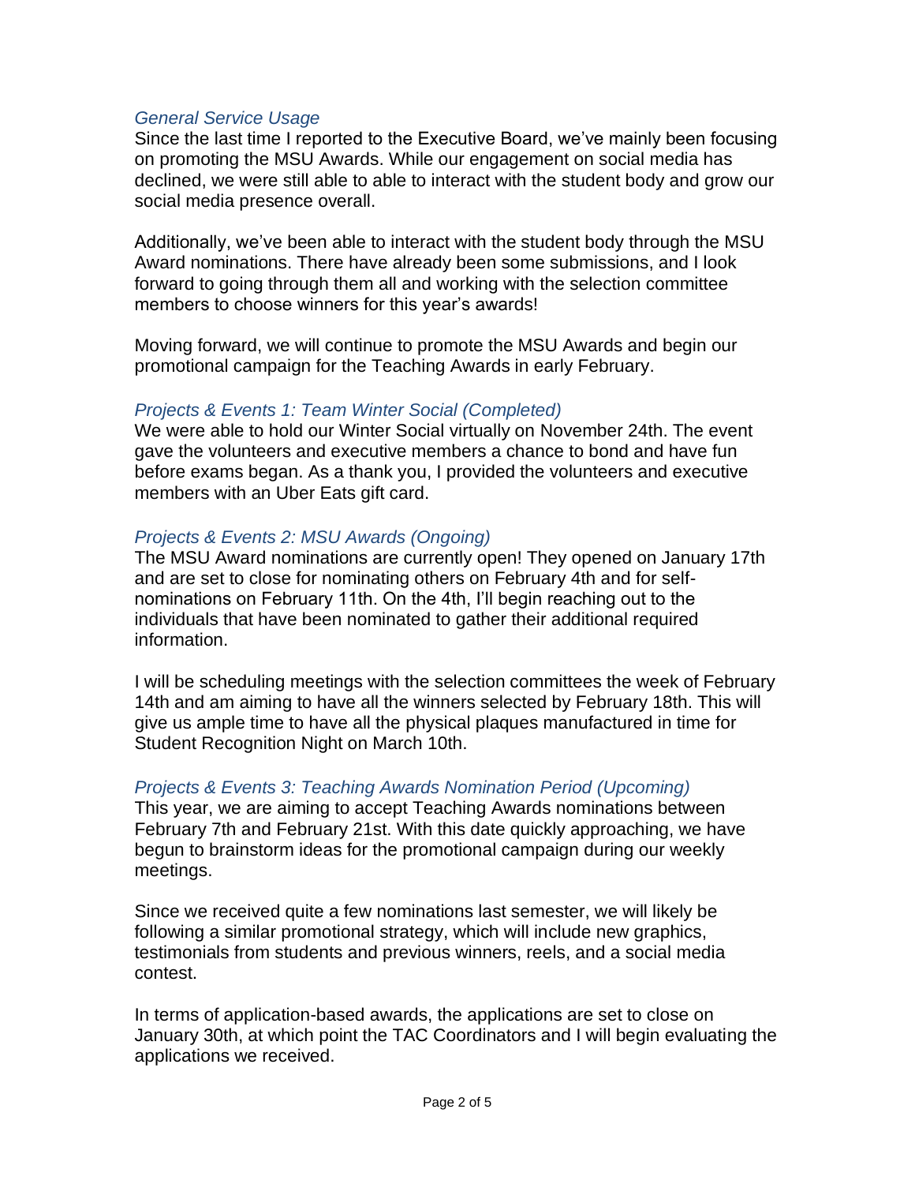### *General Service Usage*

Since the last time I reported to the Executive Board, we've mainly been focusing on promoting the MSU Awards. While our engagement on social media has declined, we were still able to able to interact with the student body and grow our social media presence overall.

Additionally, we've been able to interact with the student body through the MSU Award nominations. There have already been some submissions, and I look forward to going through them all and working with the selection committee members to choose winners for this year's awards!

Moving forward, we will continue to promote the MSU Awards and begin our promotional campaign for the Teaching Awards in early February.

### *Projects & Events 1: Team Winter Social (Completed)*

We were able to hold our Winter Social virtually on November 24th. The event gave the volunteers and executive members a chance to bond and have fun before exams began. As a thank you, I provided the volunteers and executive members with an Uber Eats gift card.

### *Projects & Events 2: MSU Awards (Ongoing)*

The MSU Award nominations are currently open! They opened on January 17th and are set to close for nominating others on February 4th and for self-nominations on February 11th. On the 4th, I'll begin reaching out to the individuals that have been nominated to gather their additional required information.

I will be scheduling meetings with the selection committees the week of February 14th and am aiming to have all the winners selected by February 18th. This will give us ample time to have all the physical plaques manufactured in time for Student Recognition Night on March 10th.

### *Projects & Events 3: Teaching Awards Nomination Period (Upcoming)*

This year, we are aiming to accept Teaching Awards nominations between February 7th and February 21st. With this date quickly approaching, we have begun to brainstorm ideas for the promotional campaign during our weekly meetings.

Since we received quite a few nominations last semester, we will likely be following a similar promotional strategy, which will include new graphics, testimonials from students and previous winners, reels, and a social media contest.

In terms of application-based awards, the applications are set to close on January 30th, at which point the TAC Coordinators and I will begin evaluating the applications we received.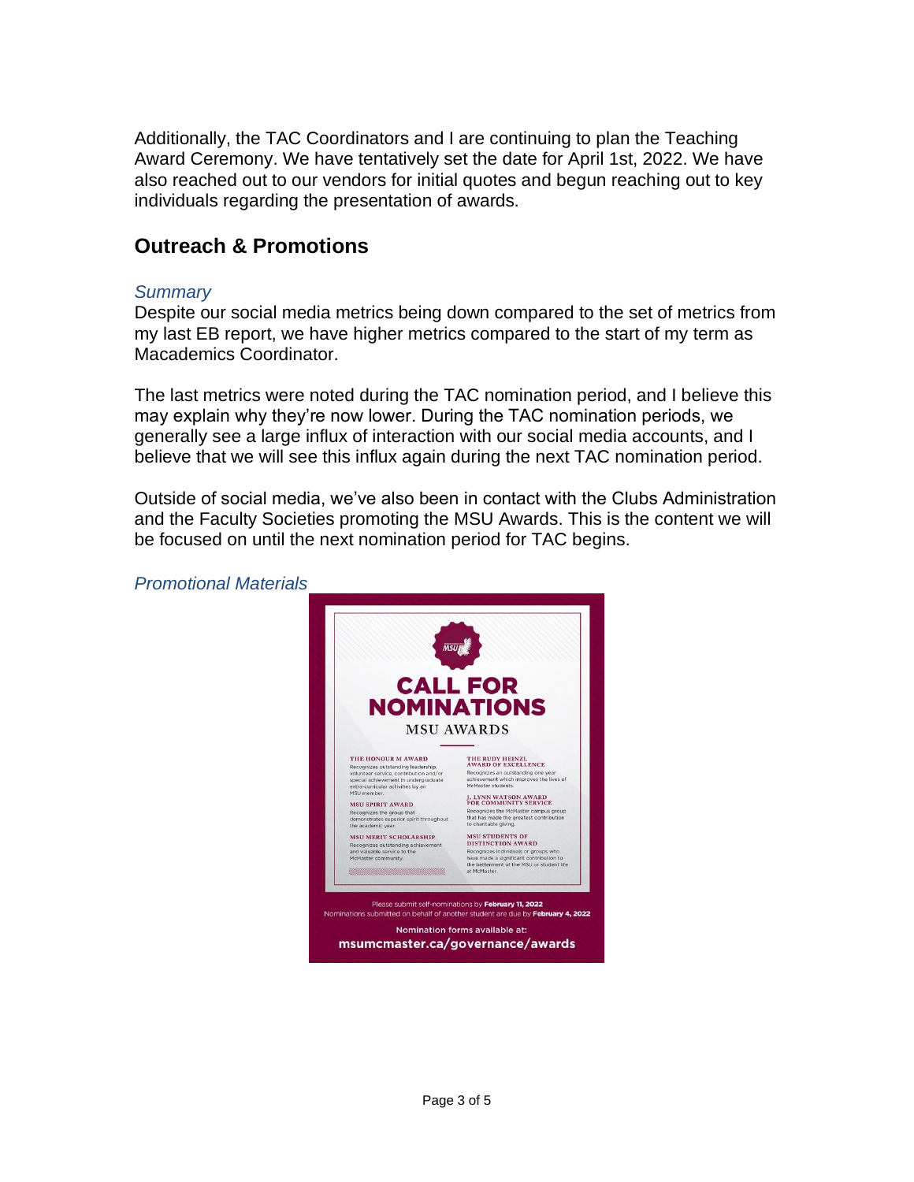Additionally, the TAC Coordinators and I are continuing to plan the Teaching Award Ceremony. We have tentatively set the date for April 1st, 2022. We have also reached out to our vendors for initial quotes and begun reaching out to key individuals regarding the presentation of awards.

## Outreach & Promotions

### *Summary*

Despite our social media metrics being down compared to the set of metrics from my last EB report, we have higher metrics compared to the start of my term as Macademics Coordinator.

The last metrics were noted during the TAC nomination period, and I believe this may explain why they're now lower. During the TAC nomination periods, we generally see a large influx of interaction with our social media accounts, and I believe that we will see this influx again during the next TAC nomination period.

Outside of social media, we've also been in contact with the Clubs Administration and the Faculty Societies promoting the MSU Awards. This is the content we will be focused on until the next nomination period for TAC begins.

### *Promotional Materials*

**CALL FOR NOMINATIONS**

MSU AWARDS

**THE HONOUR M AWARD**
Recognizes outstanding leadership, volunteer service, contribution and/or special achievement in undergraduate extra-curricular activities by an MSU member.

**MSU SPIRIT AWARD**
Recognizes the group that demonstrates superior spirit throughout the academic year.

**MSU MERIT SCHOLARSHIP**
Recognizes outstanding achievement and valuable service to the McMaster community.

**THE RUDY HEINZL AWARD OF EXCELLENCE**
Recognizes an outstanding one year achievement which improves the lives of McMaster students.

**J. LYNN WATSON AWARD FOR COMMUNITY SERVICE**
Recognizes the McMaster campus group that has made the greatest contribution to charitable giving.

**MSU STUDENTS OF DISTINCTION AWARD**
Recognizes individuals or groups who have made a significant contribution to the betterment of the MSU or student life at McMaster.

Please submit self-nominations by **February 11, 2022**
Nominations submitted on behalf of another student are due by **February 4, 2022**

Nomination forms available at:
**msumcmaster.ca/governance/awards**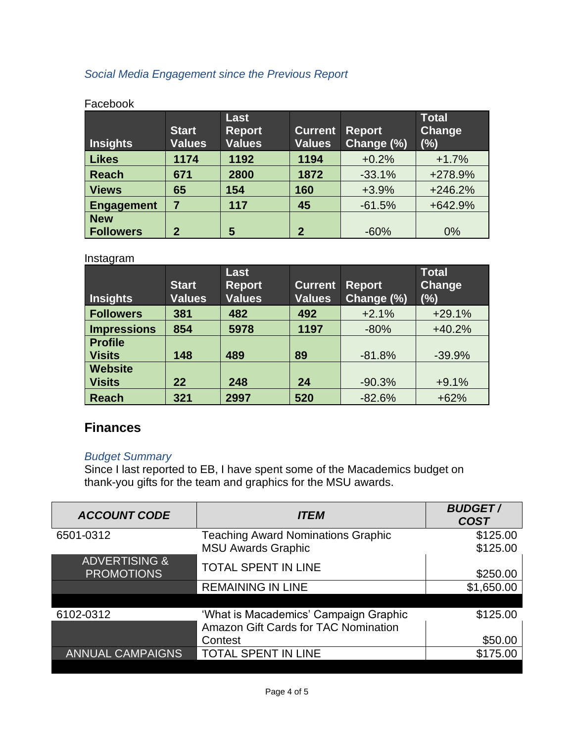*Social Media Engagement since the Previous Report*

Facebook

| Insights | Start Values | Last Report Values | Current Values | Report Change (%) | Total Change (%) |
|---|---|---|---|---|---|
| **Likes** | **1174** | **1192** | **1194** | +0.2% | +1.7% |
| **Reach** | **671** | **2800** | **1872** | -33.1% | +278.9% |
| **Views** | **65** | **154** | **160** | +3.9% | +246.2% |
| **Engagement** | **7** | **117** | **45** | -61.5% | +642.9% |
| **New Followers** | **2** | **5** | **2** | -60% | 0% |

Instagram

| Insights | Start Values | Last Report Values | Current Values | Report Change (%) | Total Change (%) |
|---|---|---|---|---|---|
| **Followers** | **381** | **482** | **492** | +2.1% | +29.1% |
| **Impressions** | **854** | **5978** | **1197** | -80% | +40.2% |
| **Profile Visits** | **148** | **489** | **89** | -81.8% | -39.9% |
| **Website Visits** | **22** | **248** | **24** | -90.3% | +9.1% |
| **Reach** | **321** | **2997** | **520** | -82.6% | +62% |

## Finances

*Budget Summary*

Since I last reported to EB, I have spent some of the Macademics budget on thank-you gifts for the team and graphics for the MSU awards.

| ***ACCOUNT CODE*** | ***ITEM*** | ***BUDGET / COST*** |
|---|---|---|
| 6501-0312 | Teaching Award Nominations Graphic<br>MSU Awards Graphic | $125.00<br>$125.00 |
| ADVERTISING & PROMOTIONS | TOTAL SPENT IN LINE | $250.00 |
| | REMAINING IN LINE | $1,650.00 |
| | | |
| 6102-0312 | 'What is Macademics' Campaign Graphic | $125.00 |
| | Amazon Gift Cards for TAC Nomination Contest | $50.00 |
| ANNUAL CAMPAIGNS | TOTAL SPENT IN LINE | $175.00 |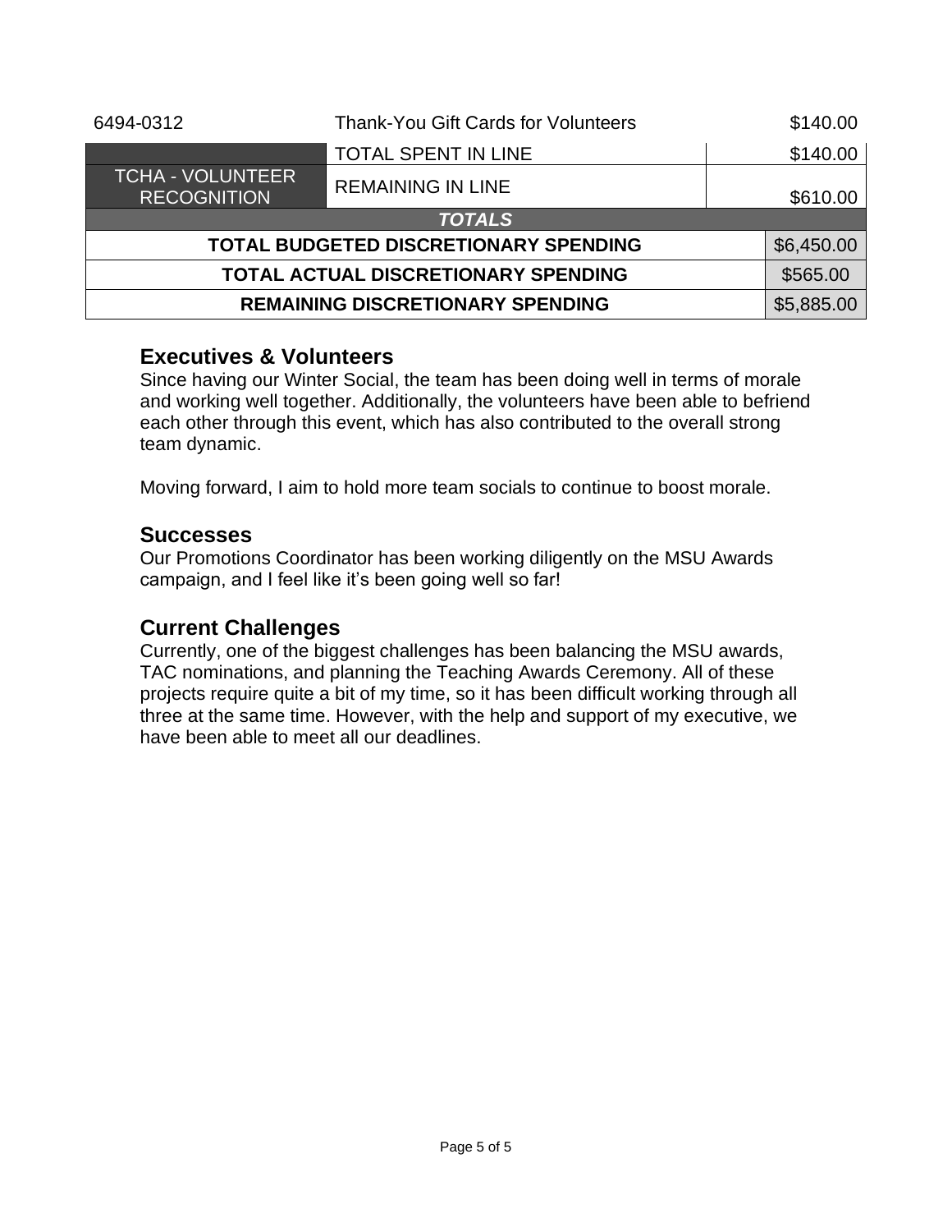| | | |
|---|---|---|
| 6494-0312 | Thank-You Gift Cards for Volunteers | $140.00 |
| TCHA - VOLUNTEER RECOGNITION | TOTAL SPENT IN LINE | $140.00 |
| | REMAINING IN LINE | $610.00 |
| ***TOTALS*** | | |
| **TOTAL BUDGETED DISCRETIONARY SPENDING** | | $6,450.00 |
| **TOTAL ACTUAL DISCRETIONARY SPENDING** | | $565.00 |
| **REMAINING DISCRETIONARY SPENDING** | | $5,885.00 |

## Executives & Volunteers

Since having our Winter Social, the team has been doing well in terms of morale and working well together. Additionally, the volunteers have been able to befriend each other through this event, which has also contributed to the overall strong team dynamic.

Moving forward, I aim to hold more team socials to continue to boost morale.

## Successes

Our Promotions Coordinator has been working diligently on the MSU Awards campaign, and I feel like it's been going well so far!

## Current Challenges

Currently, one of the biggest challenges has been balancing the MSU awards, TAC nominations, and planning the Teaching Awards Ceremony. All of these projects require quite a bit of my time, so it has been difficult working through all three at the same time. However, with the help and support of my executive, we have been able to meet all our deadlines.